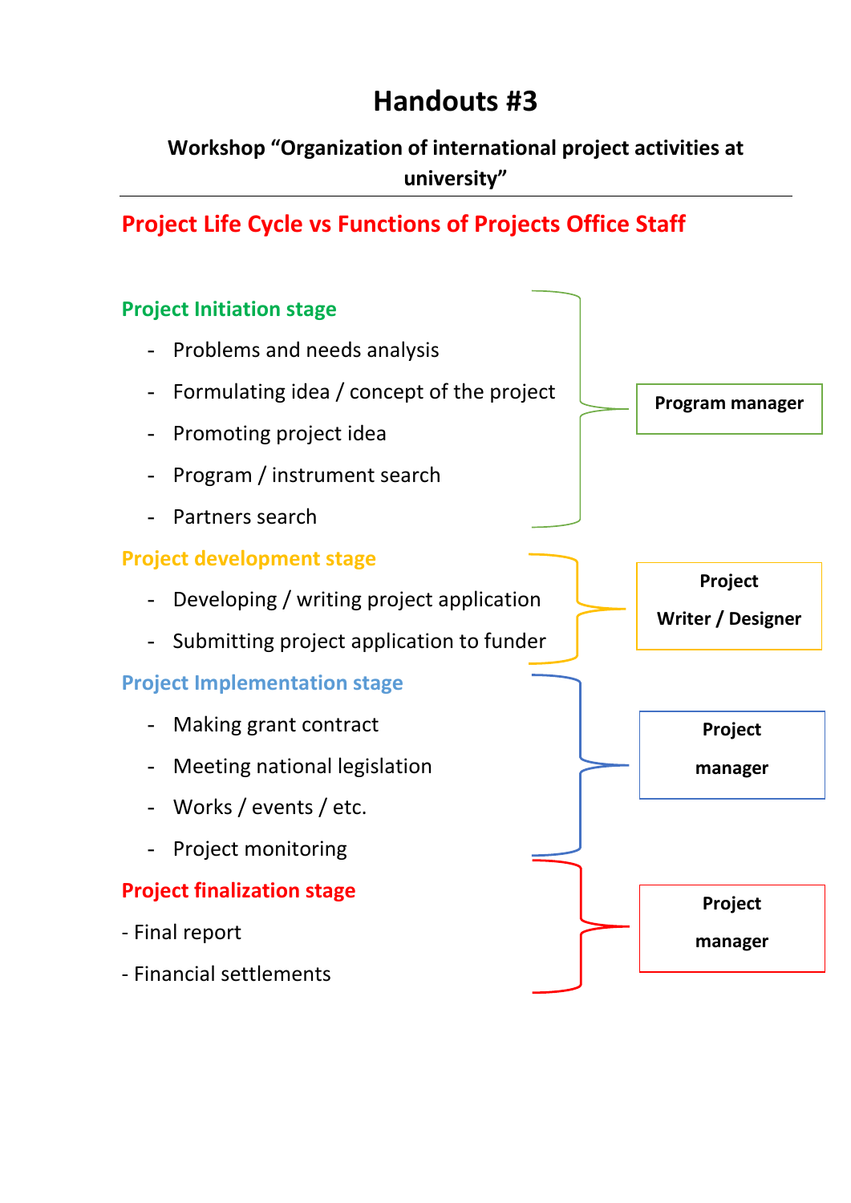# Handouts #3

**Workshop "Organization of international project activities at university"**

---

## Project Life Cycle vs Functions of Projects Office Staff

### Project Initiation stage

- Problems and needs analysis
- Formulating idea / concept of the project
- Promoting project idea
- Program / instrument search
- Partners search

**Program manager**

### Project development stage

- Developing / writing project application
- Submitting project application to funder

**Project Writer / Designer**

### Project Implementation stage

- Making grant contract
- Meeting national legislation
- Works / events / etc.
- Project monitoring

**Project manager**

### Project finalization stage

- Final report
- Financial settlements

**Project manager**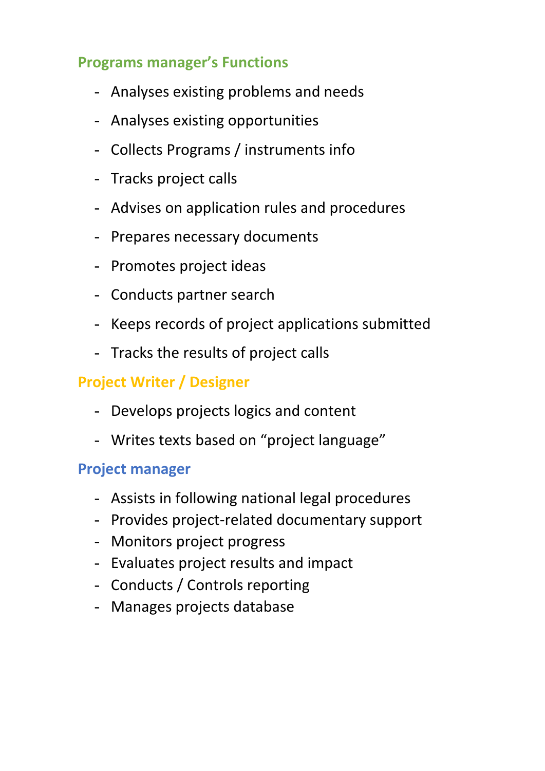### Programs manager's Functions

- Analyses existing problems and needs
- Analyses existing opportunities
- Collects Programs / instruments info
- Tracks project calls
- Advises on application rules and procedures
- Prepares necessary documents
- Promotes project ideas
- Conducts partner search
- Keeps records of project applications submitted
- Tracks the results of project calls

### Project Writer / Designer

- Develops projects logics and content
- Writes texts based on "project language"

### Project manager

- Assists in following national legal procedures
- Provides project-related documentary support
- Monitors project progress
- Evaluates project results and impact
- Conducts / Controls reporting
- Manages projects database